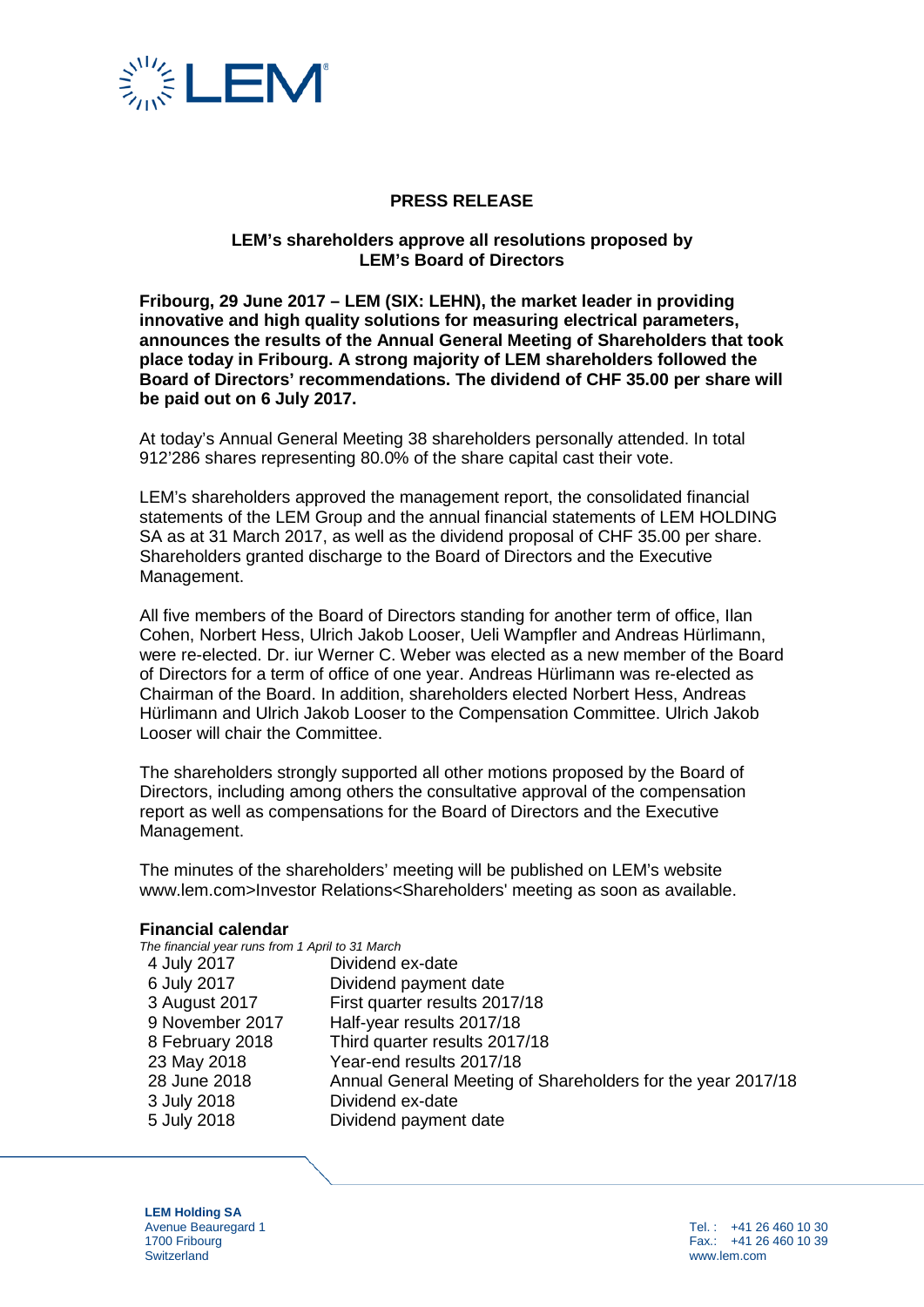# PRESS RELEASE

## LEM's shareholders approve all resolutions proposed by LEM's Board of Directors

**Fribourg, 29 June 2017 – LEM (SIX: LEHN), the market leader in providing innovative and high quality solutions for measuring electrical parameters, announces the results of the Annual General Meeting of Shareholders that took place today in Fribourg. A strong majority of LEM shareholders followed the Board of Directors' recommendations. The dividend of CHF 35.00 per share will be paid out on 6 July 2017.**

At today's Annual General Meeting 38 shareholders personally attended. In total 912'286 shares representing 80.0% of the share capital cast their vote.

LEM's shareholders approved the management report, the consolidated financial statements of the LEM Group and the annual financial statements of LEM HOLDING SA as at 31 March 2017, as well as the dividend proposal of CHF 35.00 per share. Shareholders granted discharge to the Board of Directors and the Executive Management.

All five members of the Board of Directors standing for another term of office, Ilan Cohen, Norbert Hess, Ulrich Jakob Looser, Ueli Wampfler and Andreas Hürlimann, were re-elected. Dr. iur Werner C. Weber was elected as a new member of the Board of Directors for a term of office of one year. Andreas Hürlimann was re-elected as Chairman of the Board. In addition, shareholders elected Norbert Hess, Andreas Hürlimann and Ulrich Jakob Looser to the Compensation Committee. Ulrich Jakob Looser will chair the Committee.

The shareholders strongly supported all other motions proposed by the Board of Directors, including among others the consultative approval of the compensation report as well as compensations for the Board of Directors and the Executive Management.

The minutes of the shareholders' meeting will be published on LEM's website www.lem.com>Investor Relations<Shareholders' meeting as soon as available.

### Financial calendar

*The financial year runs from 1 April to 31 March*

| | |
|---|---|
| 4 July 2017 | Dividend ex-date |
| 6 July 2017 | Dividend payment date |
| 3 August 2017 | First quarter results 2017/18 |
| 9 November 2017 | Half-year results 2017/18 |
| 8 February 2018 | Third quarter results 2017/18 |
| 23 May 2018 | Year-end results 2017/18 |
| 28 June 2018 | Annual General Meeting of Shareholders for the year 2017/18 |
| 3 July 2018 | Dividend ex-date |
| 5 July 2018 | Dividend payment date |

**LEM Holding SA**
Avenue Beauregard 1
1700 Fribourg
Switzerland

Tel. : +41 26 460 10 30
Fax.: +41 26 460 10 39
www.lem.com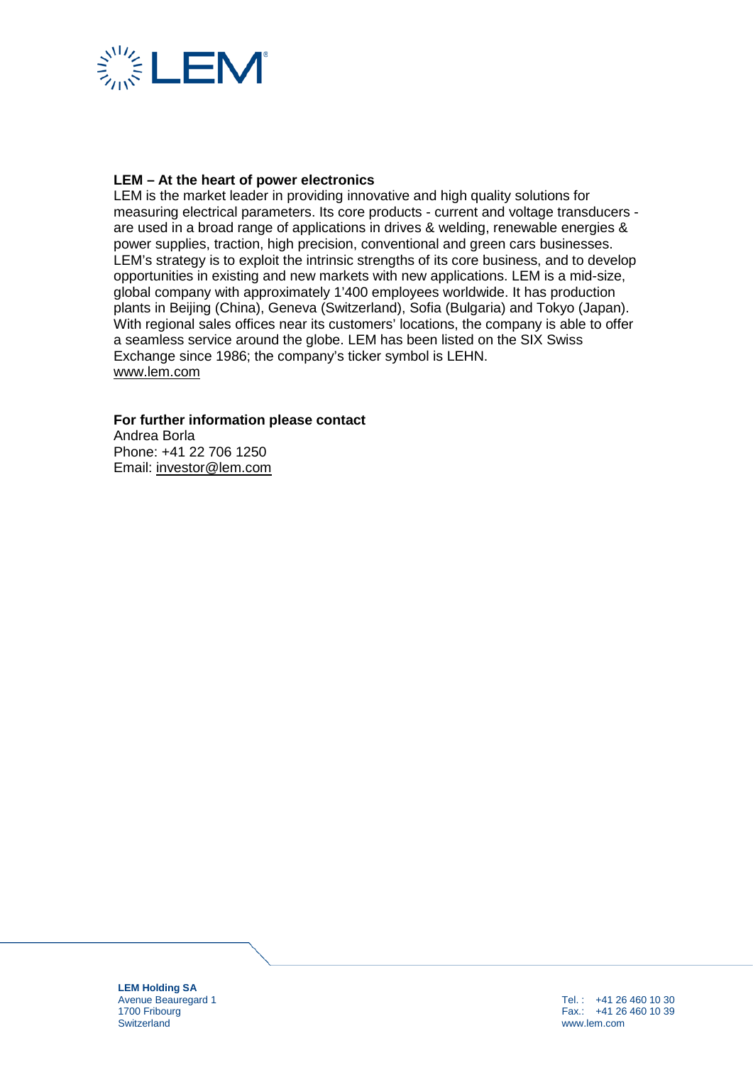**LEM – At the heart of power electronics**

LEM is the market leader in providing innovative and high quality solutions for measuring electrical parameters. Its core products - current and voltage transducers - are used in a broad range of applications in drives & welding, renewable energies & power supplies, traction, high precision, conventional and green cars businesses. LEM's strategy is to exploit the intrinsic strengths of its core business, and to develop opportunities in existing and new markets with new applications. LEM is a mid-size, global company with approximately 1'400 employees worldwide. It has production plants in Beijing (China), Geneva (Switzerland), Sofia (Bulgaria) and Tokyo (Japan). With regional sales offices near its customers' locations, the company is able to offer a seamless service around the globe. LEM has been listed on the SIX Swiss Exchange since 1986; the company's ticker symbol is LEHN.
www.lem.com

**For further information please contact**
Andrea Borla
Phone: +41 22 706 1250
Email: investor@lem.com

**LEM Holding SA**
Avenue Beauregard 1
1700 Fribourg
Switzerland

Tel. : +41 26 460 10 30
Fax.: +41 26 460 10 39
www.lem.com